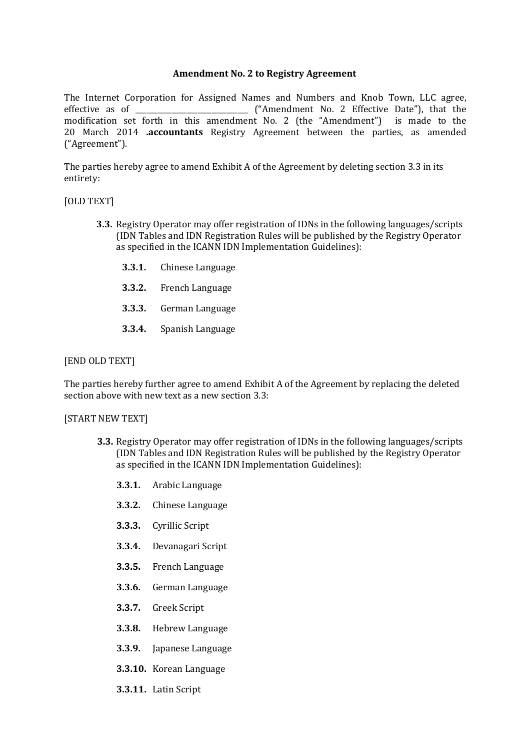**Amendment No. 2 to Registry Agreement**

The Internet Corporation for Assigned Names and Numbers and Knob Town, LLC agree, effective as of ______________________________ ("Amendment No. 2 Effective Date"), that the modification set forth in this amendment No. 2 (the "Amendment") is made to the 20 March 2014 **.accountants** Registry Agreement between the parties, as amended ("Agreement").

The parties hereby agree to amend Exhibit A of the Agreement by deleting section 3.3 in its entirety:

[OLD TEXT]

> **3.3.** Registry Operator may offer registration of IDNs in the following languages/scripts (IDN Tables and IDN Registration Rules will be published by the Registry Operator as specified in the ICANN IDN Implementation Guidelines):
>
> **3.3.1.** Chinese Language
>
> **3.3.2.** French Language
>
> **3.3.3.** German Language
>
> **3.3.4.** Spanish Language

[END OLD TEXT]

The parties hereby further agree to amend Exhibit A of the Agreement by replacing the deleted section above with new text as a new section 3.3:

[START NEW TEXT]

> **3.3.** Registry Operator may offer registration of IDNs in the following languages/scripts (IDN Tables and IDN Registration Rules will be published by the Registry Operator as specified in the ICANN IDN Implementation Guidelines):
>
> **3.3.1.** Arabic Language
>
> **3.3.2.** Chinese Language
>
> **3.3.3.** Cyrillic Script
>
> **3.3.4.** Devanagari Script
>
> **3.3.5.** French Language
>
> **3.3.6.** German Language
>
> **3.3.7.** Greek Script
>
> **3.3.8.** Hebrew Language
>
> **3.3.9.** Japanese Language
>
> **3.3.10.** Korean Language
>
> **3.3.11.** Latin Script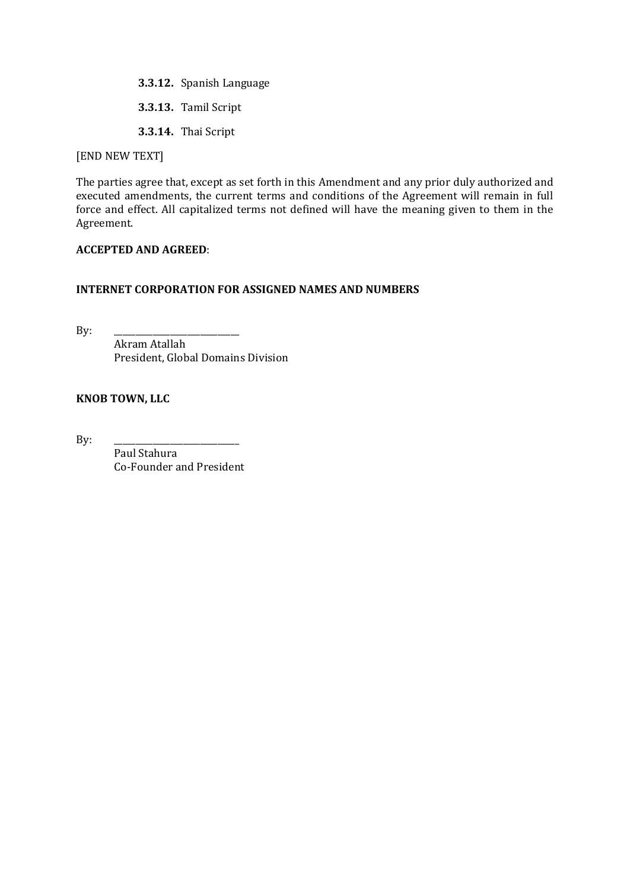**3.3.12.** Spanish Language

**3.3.13.** Tamil Script

**3.3.14.** Thai Script

[END NEW TEXT]

The parties agree that, except as set forth in this Amendment and any prior duly authorized and executed amendments, the current terms and conditions of the Agreement will remain in full force and effect. All capitalized terms not defined will have the meaning given to them in the Agreement.

**ACCEPTED AND AGREED**:

**INTERNET CORPORATION FOR ASSIGNED NAMES AND NUMBERS**

By: ____________________________

Akram Atallah
President, Global Domains Division

**KNOB TOWN, LLC**

By: ____________________________

Paul Stahura
Co-Founder and President